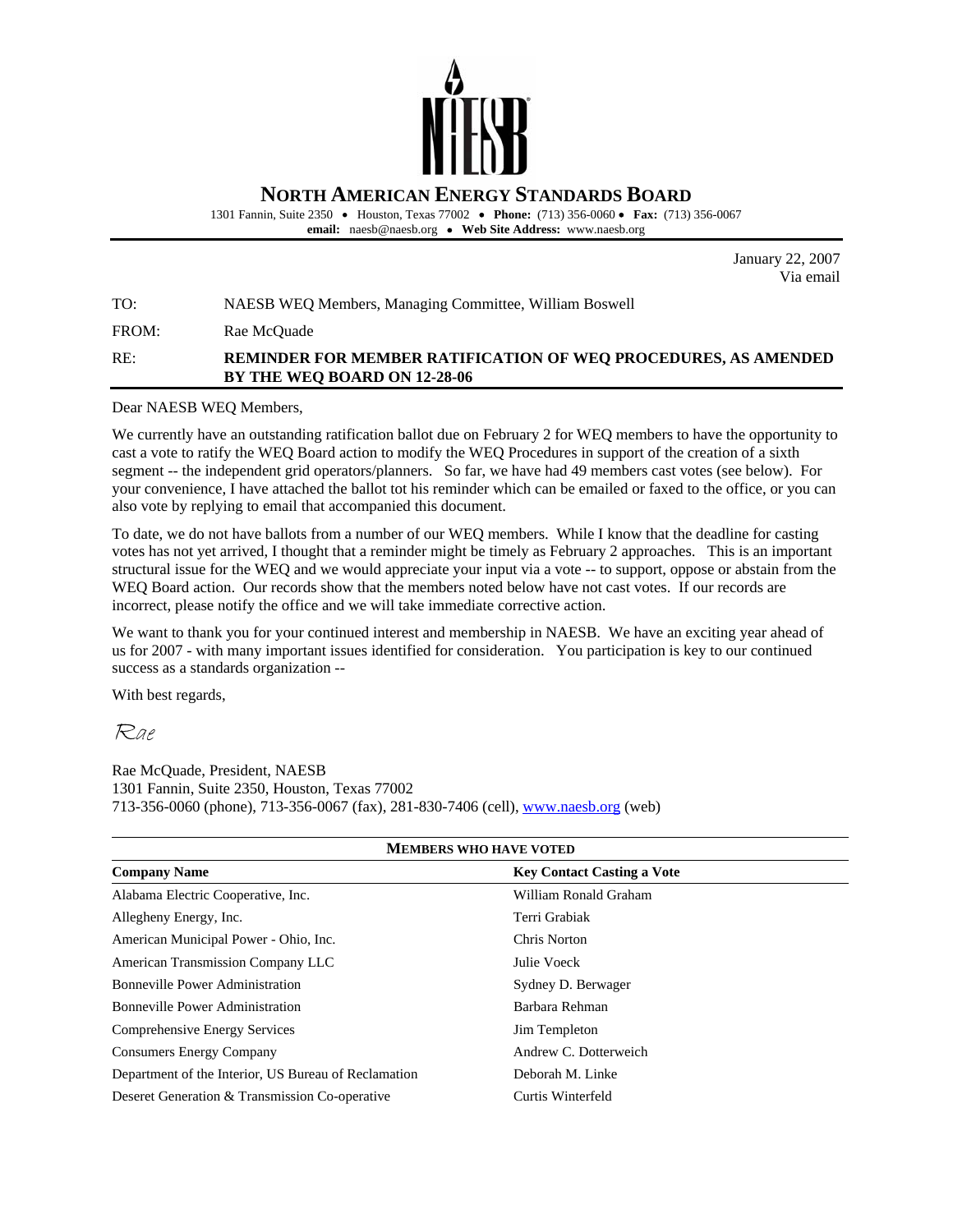# NORTH AMERICAN ENERGY STANDARDS BOARD

1301 Fannin, Suite 2350 • Houston, Texas 77002 • **Phone:** (713) 356-0060 • **Fax:** (713) 356-0067
**email:** naesb@naesb.org • **Web Site Address:** www.naesb.org

January 22, 2007
Via email

TO: NAESB WEQ Members, Managing Committee, William Boswell

FROM: Rae McQuade

RE: **REMINDER FOR MEMBER RATIFICATION OF WEQ PROCEDURES, AS AMENDED BY THE WEQ BOARD ON 12-28-06**

Dear NAESB WEQ Members,

We currently have an outstanding ratification ballot due on February 2 for WEQ members to have the opportunity to cast a vote to ratify the WEQ Board action to modify the WEQ Procedures in support of the creation of a sixth segment -- the independent grid operators/planners. So far, we have had 49 members cast votes (see below). For your convenience, I have attached the ballot tot his reminder which can be emailed or faxed to the office, or you can also vote by replying to email that accompanied this document.

To date, we do not have ballots from a number of our WEQ members. While I know that the deadline for casting votes has not yet arrived, I thought that a reminder might be timely as February 2 approaches. This is an important structural issue for the WEQ and we would appreciate your input via a vote -- to support, oppose or abstain from the WEQ Board action. Our records show that the members noted below have not cast votes. If our records are incorrect, please notify the office and we will take immediate corrective action.

We want to thank you for your continued interest and membership in NAESB. We have an exciting year ahead of us for 2007 - with many important issues identified for consideration. You participation is key to our continued success as a standards organization --

With best regards,

*Rae*

Rae McQuade, President, NAESB
1301 Fannin, Suite 2350, Houston, Texas 77002
713-356-0060 (phone), 713-356-0067 (fax), 281-830-7406 (cell), www.naesb.org (web)

**MEMBERS WHO HAVE VOTED**

| Company Name | Key Contact Casting a Vote |
|---|---|
| Alabama Electric Cooperative, Inc. | William Ronald Graham |
| Allegheny Energy, Inc. | Terri Grabiak |
| American Municipal Power - Ohio, Inc. | Chris Norton |
| American Transmission Company LLC | Julie Voeck |
| Bonneville Power Administration | Sydney D. Berwager |
| Bonneville Power Administration | Barbara Rehman |
| Comprehensive Energy Services | Jim Templeton |
| Consumers Energy Company | Andrew C. Dotterweich |
| Department of the Interior, US Bureau of Reclamation | Deborah M. Linke |
| Deseret Generation & Transmission Co-operative | Curtis Winterfeld |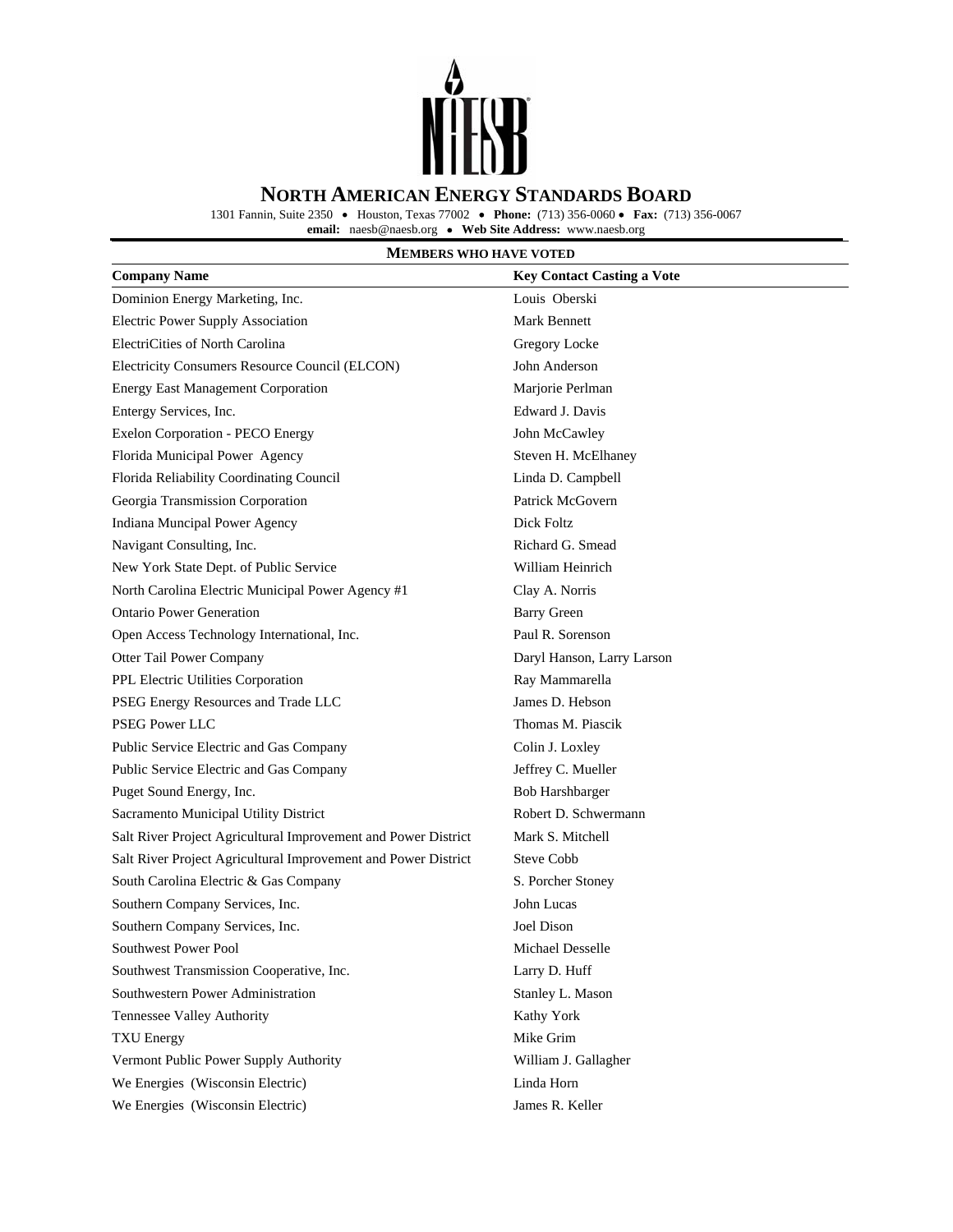# NORTH AMERICAN ENERGY STANDARDS BOARD

1301 Fannin, Suite 2350 • Houston, Texas 77002 • **Phone:** (713) 356-0060 • **Fax:** (713) 356-0067
**email:** naesb@naesb.org • **Web Site Address:** www.naesb.org

**MEMBERS WHO HAVE VOTED**

| Company Name | Key Contact Casting a Vote |
|---|---|
| Dominion Energy Marketing, Inc. | Louis Oberski |
| Electric Power Supply Association | Mark Bennett |
| ElectriCities of North Carolina | Gregory Locke |
| Electricity Consumers Resource Council (ELCON) | John Anderson |
| Energy East Management Corporation | Marjorie Perlman |
| Entergy Services, Inc. | Edward J. Davis |
| Exelon Corporation - PECO Energy | John McCawley |
| Florida Municipal Power Agency | Steven H. McElhaney |
| Florida Reliability Coordinating Council | Linda D. Campbell |
| Georgia Transmission Corporation | Patrick McGovern |
| Indiana Muncipal Power Agency | Dick Foltz |
| Navigant Consulting, Inc. | Richard G. Smead |
| New York State Dept. of Public Service | William Heinrich |
| North Carolina Electric Municipal Power Agency #1 | Clay A. Norris |
| Ontario Power Generation | Barry Green |
| Open Access Technology International, Inc. | Paul R. Sorenson |
| Otter Tail Power Company | Daryl Hanson, Larry Larson |
| PPL Electric Utilities Corporation | Ray Mammarella |
| PSEG Energy Resources and Trade LLC | James D. Hebson |
| PSEG Power LLC | Thomas M. Piascik |
| Public Service Electric and Gas Company | Colin J. Loxley |
| Public Service Electric and Gas Company | Jeffrey C. Mueller |
| Puget Sound Energy, Inc. | Bob Harshbarger |
| Sacramento Municipal Utility District | Robert D. Schwermann |
| Salt River Project Agricultural Improvement and Power District | Mark S. Mitchell |
| Salt River Project Agricultural Improvement and Power District | Steve Cobb |
| South Carolina Electric & Gas Company | S. Porcher Stoney |
| Southern Company Services, Inc. | John Lucas |
| Southern Company Services, Inc. | Joel Dison |
| Southwest Power Pool | Michael Desselle |
| Southwest Transmission Cooperative, Inc. | Larry D. Huff |
| Southwestern Power Administration | Stanley L. Mason |
| Tennessee Valley Authority | Kathy York |
| TXU Energy | Mike Grim |
| Vermont Public Power Supply Authority | William J. Gallagher |
| We Energies (Wisconsin Electric) | Linda Horn |
| We Energies (Wisconsin Electric) | James R. Keller |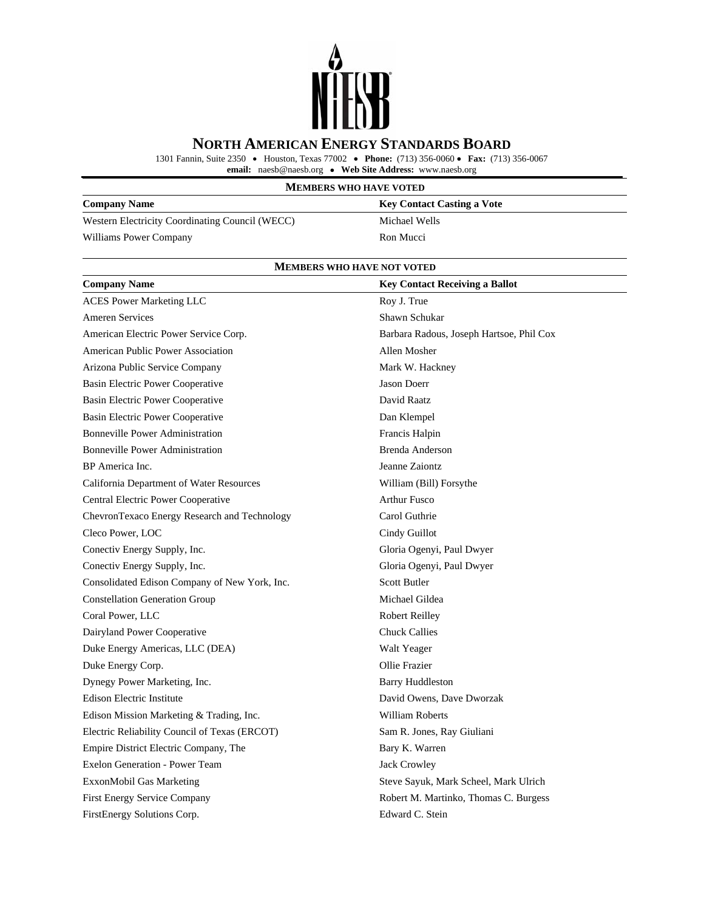# NORTH AMERICAN ENERGY STANDARDS BOARD

1301 Fannin, Suite 2350 • Houston, Texas 77002 • **Phone:** (713) 356-0060 • **Fax:** (713) 356-0067
**email:** naesb@naesb.org • **Web Site Address:** www.naesb.org

**MEMBERS WHO HAVE VOTED**

| Company Name | Key Contact Casting a Vote |
|---|---|
| Western Electricity Coordinating Council (WECC) | Michael Wells |
| Williams Power Company | Ron Mucci |

**MEMBERS WHO HAVE NOT VOTED**

| Company Name | Key Contact Receiving a Ballot |
|---|---|
| ACES Power Marketing LLC | Roy J. True |
| Ameren Services | Shawn Schukar |
| American Electric Power Service Corp. | Barbara Radous, Joseph Hartsoe, Phil Cox |
| American Public Power Association | Allen Mosher |
| Arizona Public Service Company | Mark W. Hackney |
| Basin Electric Power Cooperative | Jason Doerr |
| Basin Electric Power Cooperative | David Raatz |
| Basin Electric Power Cooperative | Dan Klempel |
| Bonneville Power Administration | Francis Halpin |
| Bonneville Power Administration | Brenda Anderson |
| BP America Inc. | Jeanne Zaiontz |
| California Department of Water Resources | William (Bill) Forsythe |
| Central Electric Power Cooperative | Arthur Fusco |
| ChevronTexaco Energy Research and Technology | Carol Guthrie |
| Cleco Power, LOC | Cindy Guillot |
| Conectiv Energy Supply, Inc. | Gloria Ogenyi, Paul Dwyer |
| Conectiv Energy Supply, Inc. | Gloria Ogenyi, Paul Dwyer |
| Consolidated Edison Company of New York, Inc. | Scott Butler |
| Constellation Generation Group | Michael Gildea |
| Coral Power, LLC | Robert Reilley |
| Dairyland Power Cooperative | Chuck Callies |
| Duke Energy Americas, LLC (DEA) | Walt Yeager |
| Duke Energy Corp. | Ollie Frazier |
| Dynegy Power Marketing, Inc. | Barry Huddleston |
| Edison Electric Institute | David Owens, Dave Dworzak |
| Edison Mission Marketing & Trading, Inc. | William Roberts |
| Electric Reliability Council of Texas (ERCOT) | Sam R. Jones, Ray Giuliani |
| Empire District Electric Company, The | Bary K. Warren |
| Exelon Generation - Power Team | Jack Crowley |
| ExxonMobil Gas Marketing | Steve Sayuk, Mark Scheel, Mark Ulrich |
| First Energy Service Company | Robert M. Martinko, Thomas C. Burgess |
| FirstEnergy Solutions Corp. | Edward C. Stein |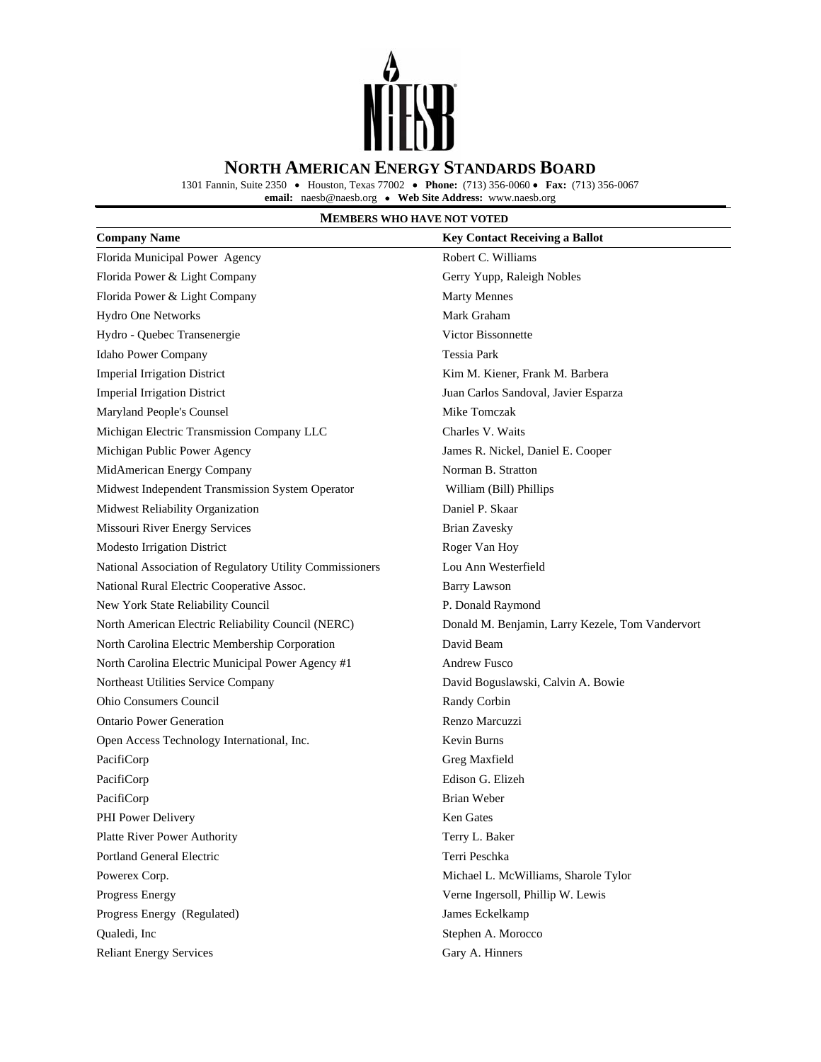# NORTH AMERICAN ENERGY STANDARDS BOARD

1301 Fannin, Suite 2350 • Houston, Texas 77002 • **Phone:** (713) 356-0060 • **Fax:** (713) 356-0067
**email:** naesb@naesb.org • **Web Site Address:** www.naesb.org

## MEMBERS WHO HAVE NOT VOTED

| Company Name | Key Contact Receiving a Ballot |
|---|---|
| Florida Municipal Power Agency | Robert C. Williams |
| Florida Power & Light Company | Gerry Yupp, Raleigh Nobles |
| Florida Power & Light Company | Marty Mennes |
| Hydro One Networks | Mark Graham |
| Hydro - Quebec Transenergie | Victor Bissonnette |
| Idaho Power Company | Tessia Park |
| Imperial Irrigation District | Kim M. Kiener, Frank M. Barbera |
| Imperial Irrigation District | Juan Carlos Sandoval, Javier Esparza |
| Maryland People's Counsel | Mike Tomczak |
| Michigan Electric Transmission Company LLC | Charles V. Waits |
| Michigan Public Power Agency | James R. Nickel, Daniel E. Cooper |
| MidAmerican Energy Company | Norman B. Stratton |
| Midwest Independent Transmission System Operator | William (Bill) Phillips |
| Midwest Reliability Organization | Daniel P. Skaar |
| Missouri River Energy Services | Brian Zavesky |
| Modesto Irrigation District | Roger Van Hoy |
| National Association of Regulatory Utility Commissioners | Lou Ann Westerfield |
| National Rural Electric Cooperative Assoc. | Barry Lawson |
| New York State Reliability Council | P. Donald Raymond |
| North American Electric Reliability Council (NERC) | Donald M. Benjamin, Larry Kezele, Tom Vandervort |
| North Carolina Electric Membership Corporation | David Beam |
| North Carolina Electric Municipal Power Agency #1 | Andrew Fusco |
| Northeast Utilities Service Company | David Boguslawski, Calvin A. Bowie |
| Ohio Consumers Council | Randy Corbin |
| Ontario Power Generation | Renzo Marcuzzi |
| Open Access Technology International, Inc. | Kevin Burns |
| PacifiCorp | Greg Maxfield |
| PacifiCorp | Edison G. Elizeh |
| PacifiCorp | Brian Weber |
| PHI Power Delivery | Ken Gates |
| Platte River Power Authority | Terry L. Baker |
| Portland General Electric | Terri Peschka |
| Powerex Corp. | Michael L. McWilliams, Sharole Tylor |
| Progress Energy | Verne Ingersoll, Phillip W. Lewis |
| Progress Energy (Regulated) | James Eckelkamp |
| Qualedi, Inc | Stephen A. Morocco |
| Reliant Energy Services | Gary A. Hinners |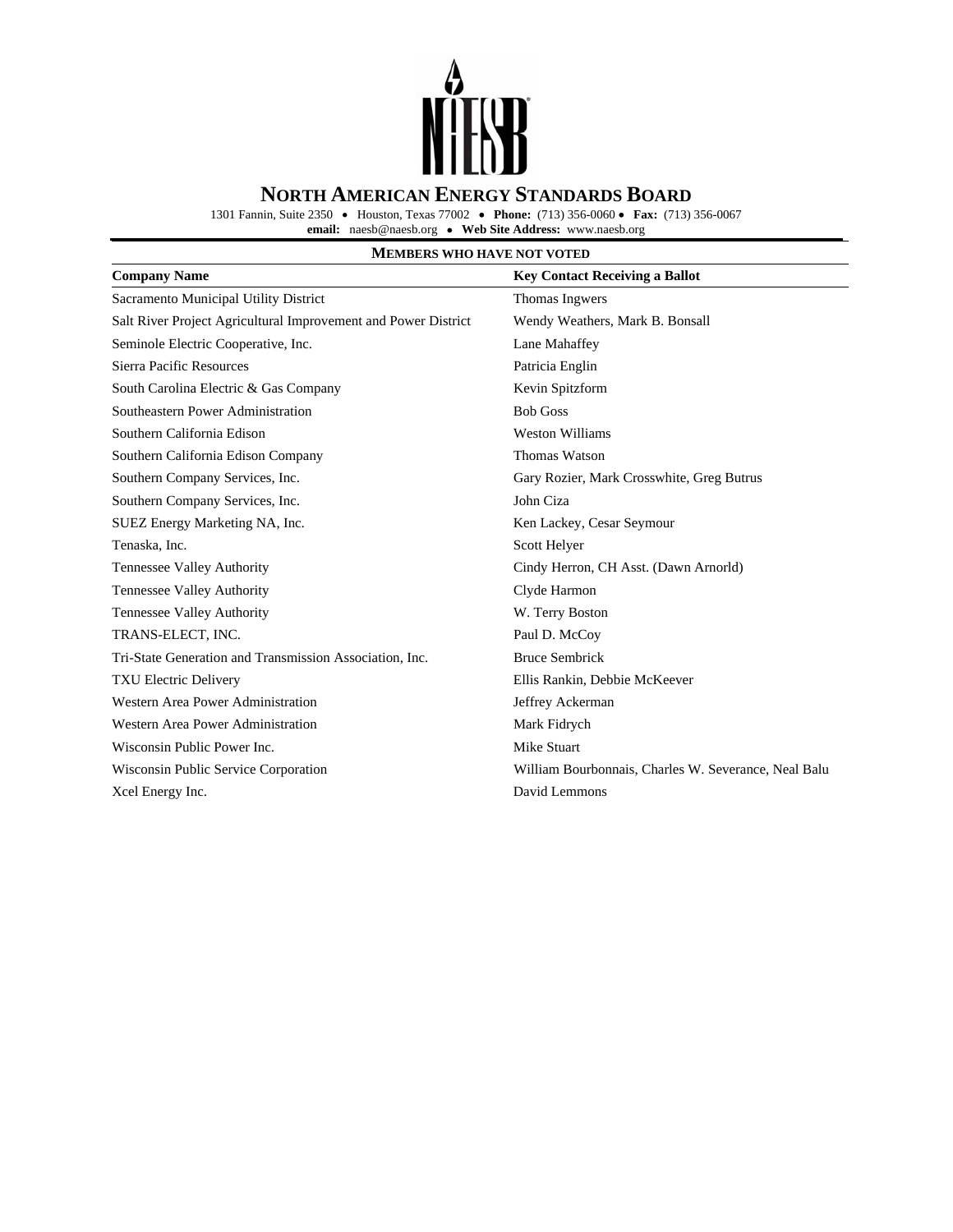# NORTH AMERICAN ENERGY STANDARDS BOARD

1301 Fannin, Suite 2350 • Houston, Texas 77002 • **Phone:** (713) 356-0060 • **Fax:** (713) 356-0067
**email:** naesb@naesb.org • **Web Site Address:** www.naesb.org

## MEMBERS WHO HAVE NOT VOTED

| Company Name | Key Contact Receiving a Ballot |
|---|---|
| Sacramento Municipal Utility District | Thomas Ingwers |
| Salt River Project Agricultural Improvement and Power District | Wendy Weathers, Mark B. Bonsall |
| Seminole Electric Cooperative, Inc. | Lane Mahaffey |
| Sierra Pacific Resources | Patricia Englin |
| South Carolina Electric & Gas Company | Kevin Spitzform |
| Southeastern Power Administration | Bob Goss |
| Southern California Edison | Weston Williams |
| Southern California Edison Company | Thomas Watson |
| Southern Company Services, Inc. | Gary Rozier, Mark Crosswhite, Greg Butrus |
| Southern Company Services, Inc. | John Ciza |
| SUEZ Energy Marketing NA, Inc. | Ken Lackey, Cesar Seymour |
| Tenaska, Inc. | Scott Helyer |
| Tennessee Valley Authority | Cindy Herron, CH Asst. (Dawn Arnorld) |
| Tennessee Valley Authority | Clyde Harmon |
| Tennessee Valley Authority | W. Terry Boston |
| TRANS-ELECT, INC. | Paul D. McCoy |
| Tri-State Generation and Transmission Association, Inc. | Bruce Sembrick |
| TXU Electric Delivery | Ellis Rankin, Debbie McKeever |
| Western Area Power Administration | Jeffrey Ackerman |
| Western Area Power Administration | Mark Fidrych |
| Wisconsin Public Power Inc. | Mike Stuart |
| Wisconsin Public Service Corporation | William Bourbonnais, Charles W. Severance, Neal Balu |
| Xcel Energy Inc. | David Lemmons |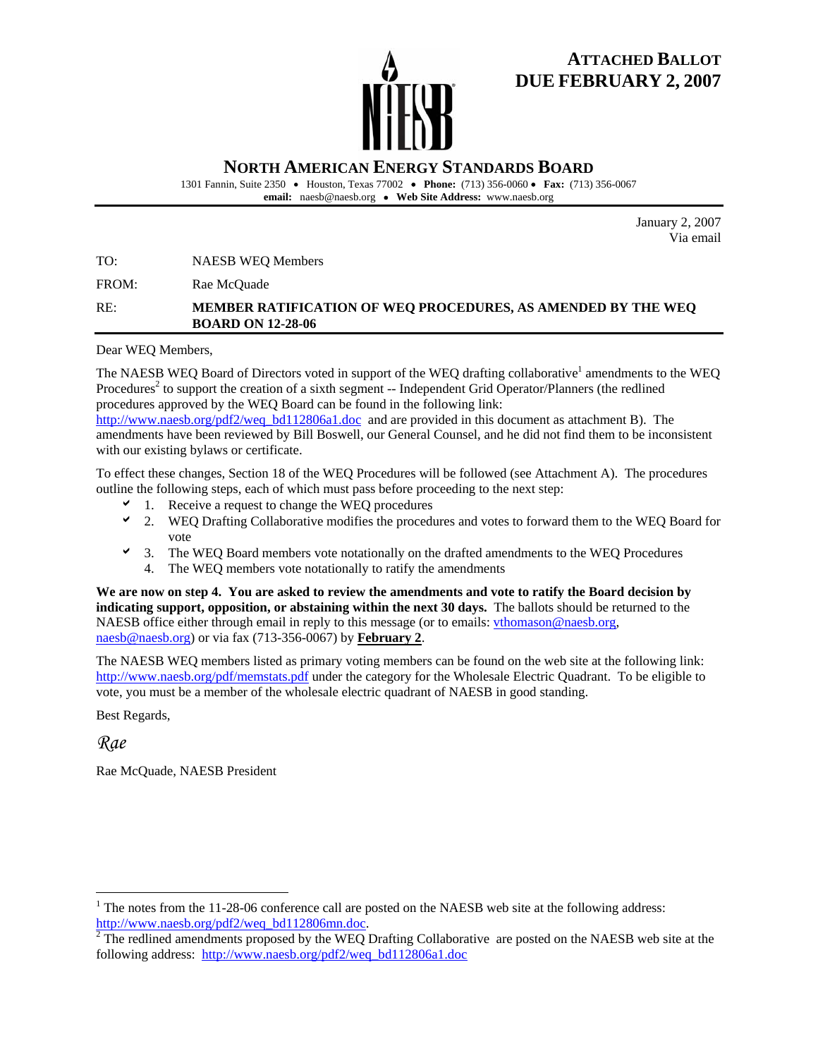**ATTACHED BALLOT**
**DUE FEBRUARY 2, 2007**

# NORTH AMERICAN ENERGY STANDARDS BOARD

1301 Fannin, Suite 2350 • Houston, Texas 77002 • **Phone:** (713) 356-0060 • **Fax:** (713) 356-0067
**email:** naesb@naesb.org • **Web Site Address:** www.naesb.org

January 2, 2007
Via email

TO: NAESB WEQ Members

FROM: Rae McQuade

RE: **MEMBER RATIFICATION OF WEQ PROCEDURES, AS AMENDED BY THE WEQ BOARD ON 12-28-06**

Dear WEQ Members,

The NAESB WEQ Board of Directors voted in support of the WEQ drafting collaborative[1] amendments to the WEQ Procedures[2] to support the creation of a sixth segment -- Independent Grid Operator/Planners (the redlined procedures approved by the WEQ Board can be found in the following link: http://www.naesb.org/pdf2/weq_bd112806a1.doc and are provided in this document as attachment B). The amendments have been reviewed by Bill Boswell, our General Counsel, and he did not find them to be inconsistent with our existing bylaws or certificate.

To effect these changes, Section 18 of the WEQ Procedures will be followed (see Attachment A). The procedures outline the following steps, each of which must pass before proceeding to the next step:

- ✔ 1. Receive a request to change the WEQ procedures
- ✔ 2. WEQ Drafting Collaborative modifies the procedures and votes to forward them to the WEQ Board for vote
- ✔ 3. The WEQ Board members vote notationally on the drafted amendments to the WEQ Procedures
- 4. The WEQ members vote notationally to ratify the amendments

**We are now on step 4. You are asked to review the amendments and vote to ratify the Board decision by indicating support, opposition, or abstaining within the next 30 days.** The ballots should be returned to the NAESB office either through email in reply to this message (or to emails: vthomason@naesb.org, naesb@naesb.org) or via fax (713-356-0067) by **February 2**.

The NAESB WEQ members listed as primary voting members can be found on the web site at the following link: http://www.naesb.org/pdf/memstats.pdf under the category for the Wholesale Electric Quadrant. To be eligible to vote, you must be a member of the wholesale electric quadrant of NAESB in good standing.

Best Regards,

*Rae*

Rae McQuade, NAESB President

---

[1] The notes from the 11-28-06 conference call are posted on the NAESB web site at the following address: http://www.naesb.org/pdf2/weq_bd112806mn.doc.

[2] The redlined amendments proposed by the WEQ Drafting Collaborative are posted on the NAESB web site at the following address: http://www.naesb.org/pdf2/weq_bd112806a1.doc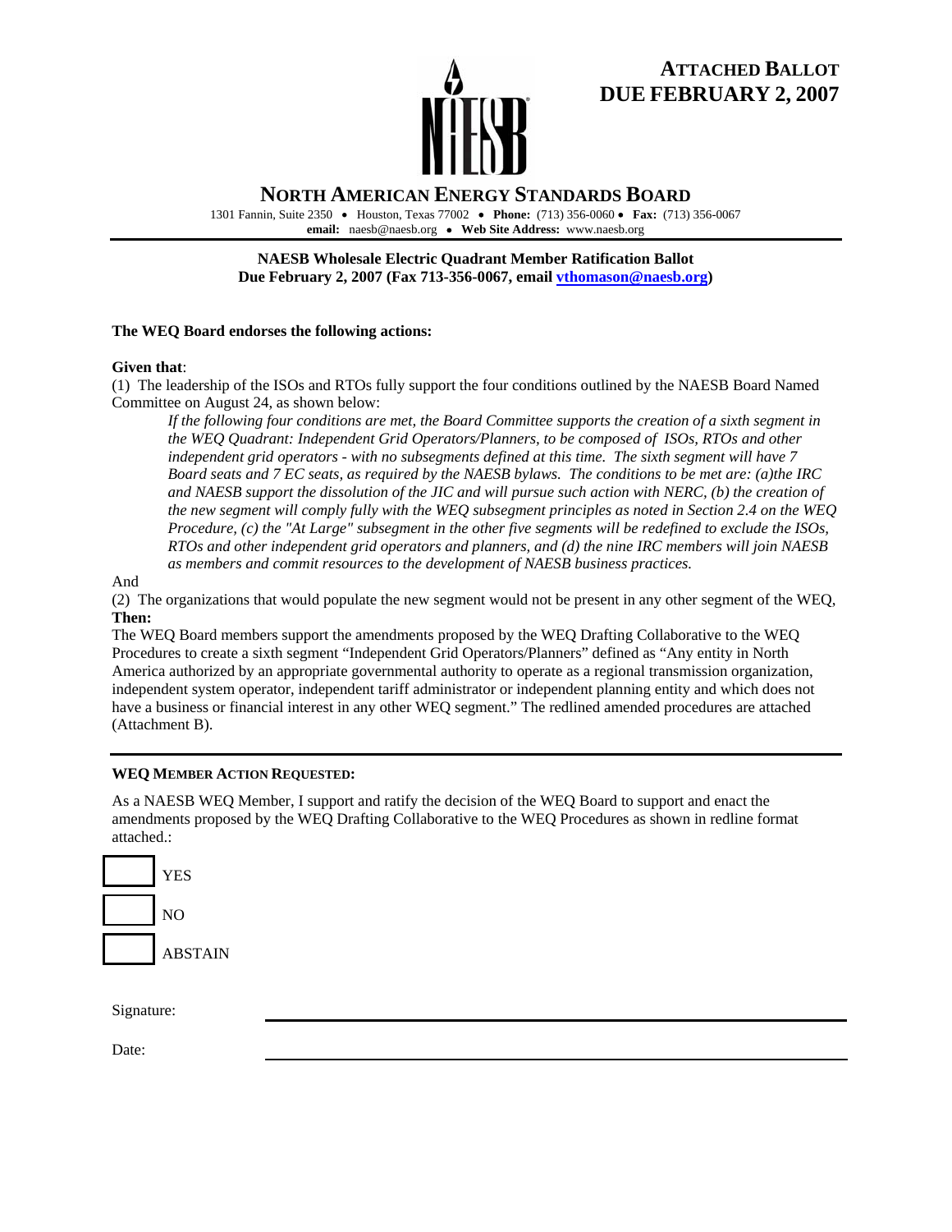# ATTACHED BALLOT
# DUE FEBRUARY 2, 2007

## NORTH AMERICAN ENERGY STANDARDS BOARD

1301 Fannin, Suite 2350 • Houston, Texas 77002 • **Phone:** (713) 356-0060 • **Fax:** (713) 356-0067
**email:** naesb@naesb.org • **Web Site Address:** www.naesb.org

---

**NAESB Wholesale Electric Quadrant Member Ratification Ballot**
**Due February 2, 2007 (Fax 713-356-0067, email vthomason@naesb.org)**

**The WEQ Board endorses the following actions:**

**Given that**:
(1) The leadership of the ISOs and RTOs fully support the four conditions outlined by the NAESB Board Named Committee on August 24, as shown below:

> *If the following four conditions are met, the Board Committee supports the creation of a sixth segment in the WEQ Quadrant: Independent Grid Operators/Planners, to be composed of ISOs, RTOs and other independent grid operators - with no subsegments defined at this time. The sixth segment will have 7 Board seats and 7 EC seats, as required by the NAESB bylaws. The conditions to be met are: (a)the IRC and NAESB support the dissolution of the JIC and will pursue such action with NERC, (b) the creation of the new segment will comply fully with the WEQ subsegment principles as noted in Section 2.4 on the WEQ Procedure, (c) the "At Large" subsegment in the other five segments will be redefined to exclude the ISOs, RTOs and other independent grid operators and planners, and (d) the nine IRC members will join NAESB as members and commit resources to the development of NAESB business practices.*

And
(2) The organizations that would populate the new segment would not be present in any other segment of the WEQ,
**Then:**
The WEQ Board members support the amendments proposed by the WEQ Drafting Collaborative to the WEQ Procedures to create a sixth segment "Independent Grid Operators/Planners" defined as "Any entity in North America authorized by an appropriate governmental authority to operate as a regional transmission organization, independent system operator, independent tariff administrator or independent planning entity and which does not have a business or financial interest in any other WEQ segment." The redlined amended procedures are attached (Attachment B).

---

**WEQ MEMBER ACTION REQUESTED:**

As a NAESB WEQ Member, I support and ratify the decision of the WEQ Board to support and enact the amendments proposed by the WEQ Drafting Collaborative to the WEQ Procedures as shown in redline format attached.:

☐ YES

☐ NO

☐ ABSTAIN

Signature: ______________________________

Date: ______________________________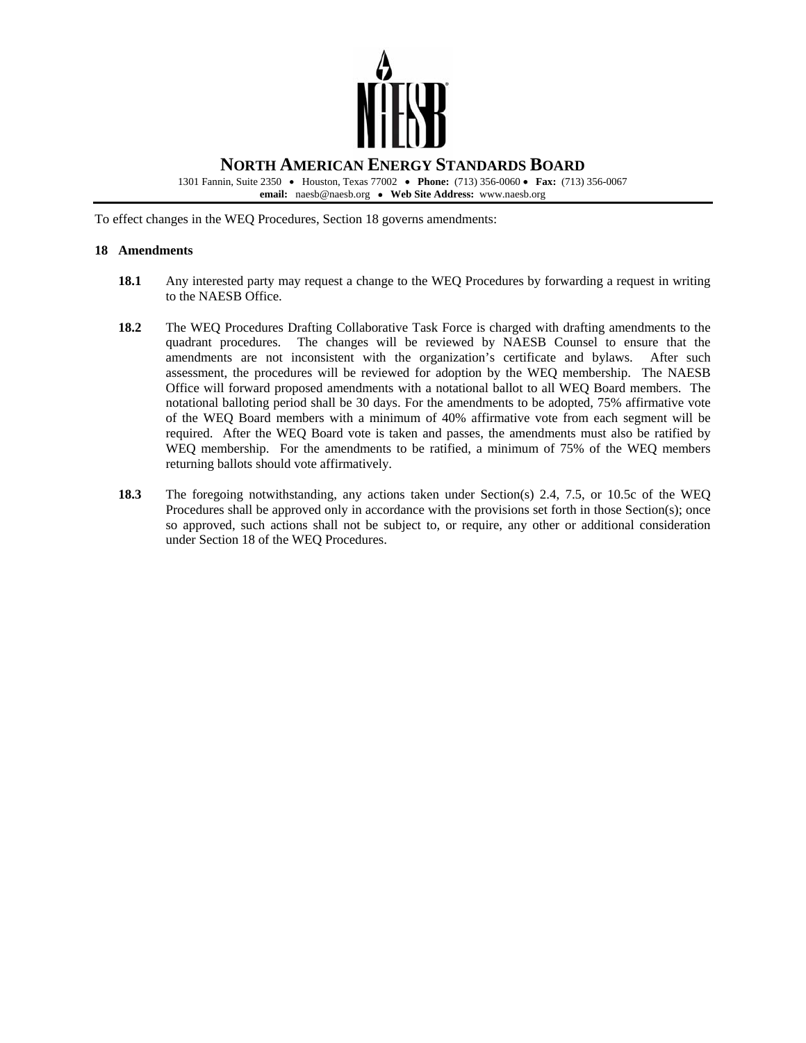**NORTH AMERICAN ENERGY STANDARDS BOARD**

1301 Fannin, Suite 2350 • Houston, Texas 77002 • **Phone:** (713) 356-0060 • **Fax:** (713) 356-0067
**email:** naesb@naesb.org • **Web Site Address:** www.naesb.org

To effect changes in the WEQ Procedures, Section 18 governs amendments:

## 18 Amendments

**18.1** Any interested party may request a change to the WEQ Procedures by forwarding a request in writing to the NAESB Office.

**18.2** The WEQ Procedures Drafting Collaborative Task Force is charged with drafting amendments to the quadrant procedures. The changes will be reviewed by NAESB Counsel to ensure that the amendments are not inconsistent with the organization's certificate and bylaws. After such assessment, the procedures will be reviewed for adoption by the WEQ membership. The NAESB Office will forward proposed amendments with a notational ballot to all WEQ Board members. The notational balloting period shall be 30 days. For the amendments to be adopted, 75% affirmative vote of the WEQ Board members with a minimum of 40% affirmative vote from each segment will be required. After the WEQ Board vote is taken and passes, the amendments must also be ratified by WEQ membership. For the amendments to be ratified, a minimum of 75% of the WEQ members returning ballots should vote affirmatively.

**18.3** The foregoing notwithstanding, any actions taken under Section(s) 2.4, 7.5, or 10.5c of the WEQ Procedures shall be approved only in accordance with the provisions set forth in those Section(s); once so approved, such actions shall not be subject to, or require, any other or additional consideration under Section 18 of the WEQ Procedures.